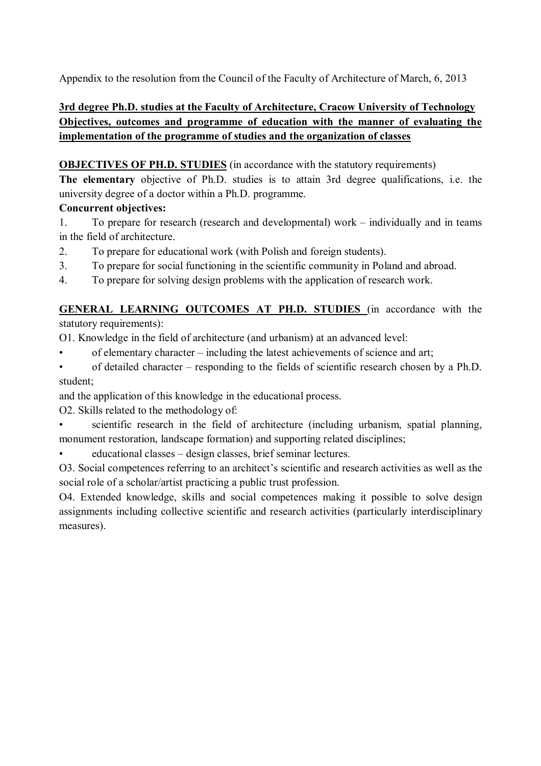Appendix to the resolution from the Council of the Faculty of Architecture of March, 6, 2013

**3rd degree Ph.D. studies at the Faculty of Architecture, Cracow University of Technology Objectives, outcomes and programme of education with the manner of evaluating the implementation of the programme of studies and the organization of classes**

**OBJECTIVES OF PH.D. STUDIES** (in accordance with the statutory requirements)

**The elementary** objective of Ph.D. studies is to attain 3rd degree qualifications, i.e. the university degree of a doctor within a Ph.D. programme.

**Concurrent objectives:**

1. To prepare for research (research and developmental) work – individually and in teams in the field of architecture.
2. To prepare for educational work (with Polish and foreign students).
3. To prepare for social functioning in the scientific community in Poland and abroad.
4. To prepare for solving design problems with the application of research work.

**GENERAL LEARNING OUTCOMES AT PH.D. STUDIES** (in accordance with the statutory requirements):

O1. Knowledge in the field of architecture (and urbanism) at an advanced level:

- of elementary character – including the latest achievements of science and art;
- of detailed character – responding to the fields of scientific research chosen by a Ph.D. student;

and the application of this knowledge in the educational process.

O2. Skills related to the methodology of:

- scientific research in the field of architecture (including urbanism, spatial planning, monument restoration, landscape formation) and supporting related disciplines;
- educational classes – design classes, brief seminar lectures.

O3. Social competences referring to an architect's scientific and research activities as well as the social role of a scholar/artist practicing a public trust profession.

O4. Extended knowledge, skills and social competences making it possible to solve design assignments including collective scientific and research activities (particularly interdisciplinary measures).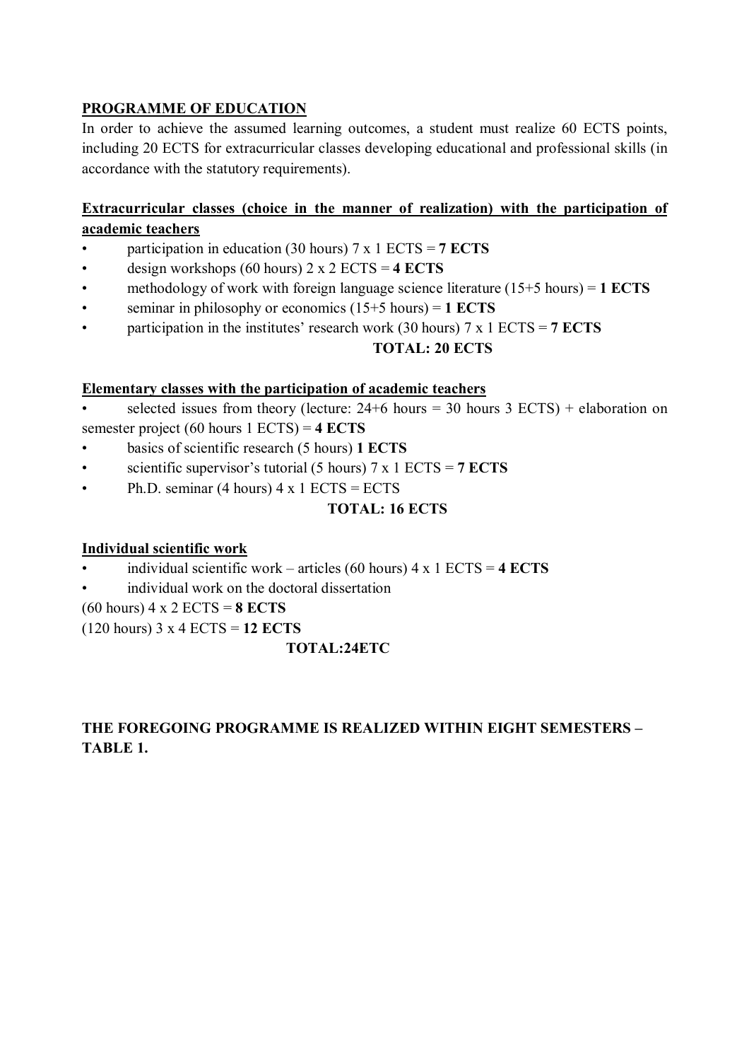**PROGRAMME OF EDUCATION**

In order to achieve the assumed learning outcomes, a student must realize 60 ECTS points, including 20 ECTS for extracurricular classes developing educational and professional skills (in accordance with the statutory requirements).

**Extracurricular classes (choice in the manner of realization) with the participation of academic teachers**

- participation in education (30 hours) 7 x 1 ECTS = **7 ECTS**
- design workshops (60 hours) 2 x 2 ECTS = **4 ECTS**
- methodology of work with foreign language science literature (15+5 hours) = **1 ECTS**
- seminar in philosophy or economics (15+5 hours) = **1 ECTS**
- participation in the institutes' research work (30 hours) 7 x 1 ECTS = **7 ECTS**

**TOTAL: 20 ECTS**

**Elementary classes with the participation of academic teachers**

- selected issues from theory (lecture: 24+6 hours = 30 hours 3 ECTS) + elaboration on semester project (60 hours 1 ECTS) = **4 ECTS**
- basics of scientific research (5 hours) **1 ECTS**
- scientific supervisor's tutorial (5 hours) 7 x 1 ECTS = **7 ECTS**
- Ph.D. seminar (4 hours) 4 x 1 ECTS = ECTS

**TOTAL: 16 ECTS**

**Individual scientific work**

- individual scientific work – articles (60 hours) 4 x 1 ECTS = **4 ECTS**
- individual work on the doctoral dissertation

(60 hours) 4 x 2 ECTS = **8 ECTS**

(120 hours) 3 x 4 ECTS = **12 ECTS**

**TOTAL:24ETC**

**THE FOREGOING PROGRAMME IS REALIZED WITHIN EIGHT SEMESTERS – TABLE 1.**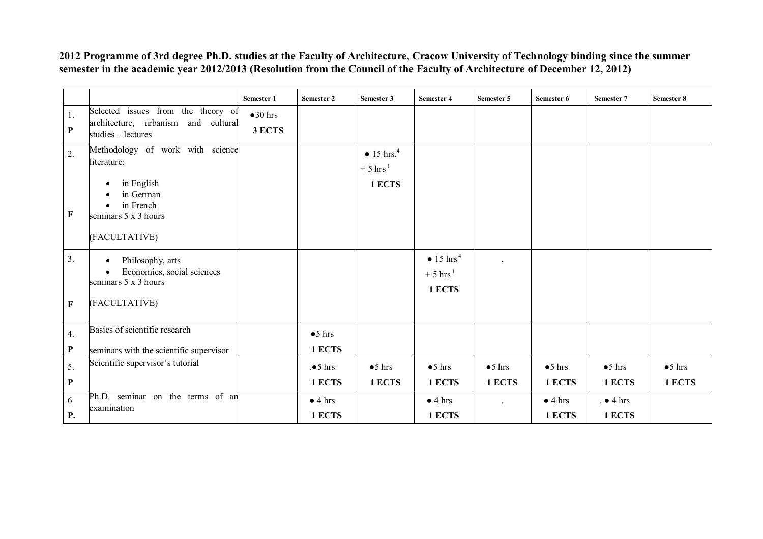**2012 Programme of 3rd degree Ph.D. studies at the Faculty of Architecture, Cracow University of Technology binding since the summer semester in the academic year 2012/2013 (Resolution from the Council of the Faculty of Architecture of December 12, 2012)**

| | | Semester 1 | Semester 2 | Semester 3 | Semester 4 | Semester 5 | Semester 6 | Semester 7 | Semester 8 |
|---|---|---|---|---|---|---|---|---|---|
| 1. **P** | Selected issues from the theory of architecture, urbanism and cultural studies – lectures | ●30 hrs **3 ECTS** | | | | | | | |
| 2. **F** | Methodology of work with science literature: • in English • in German • in French seminars 5 x 3 hours (FACULTATIVE) | | | ● 15 hrs.[4] + 5 hrs [1] **1 ECTS** | | | | | |
| 3. **F** | • Philosophy, arts • Economics, social sciences seminars 5 x 3 hours (FACULTATIVE) | | | | ● 15 hrs [4] + 5 hrs [1] **1 ECTS** | . | | | |
| 4. **P** | Basics of scientific research seminars with the scientific supervisor | | ●5 hrs **1 ECTS** | | | | | | |
| 5. **P** | Scientific supervisor's tutorial | | .●5 hrs **1 ECTS** | ●5 hrs **1 ECTS** | ●5 hrs **1 ECTS** | ●5 hrs **1 ECTS** | ●5 hrs **1 ECTS** | ●5 hrs **1 ECTS** | ●5 hrs **1 ECTS** |
| 6 **P.** | Ph.D. seminar on the terms of an examination | | ● 4 hrs **1 ECTS** | | ● 4 hrs **1 ECTS** | . | ● 4 hrs **1 ECTS** | . ● 4 hrs **1 ECTS** | |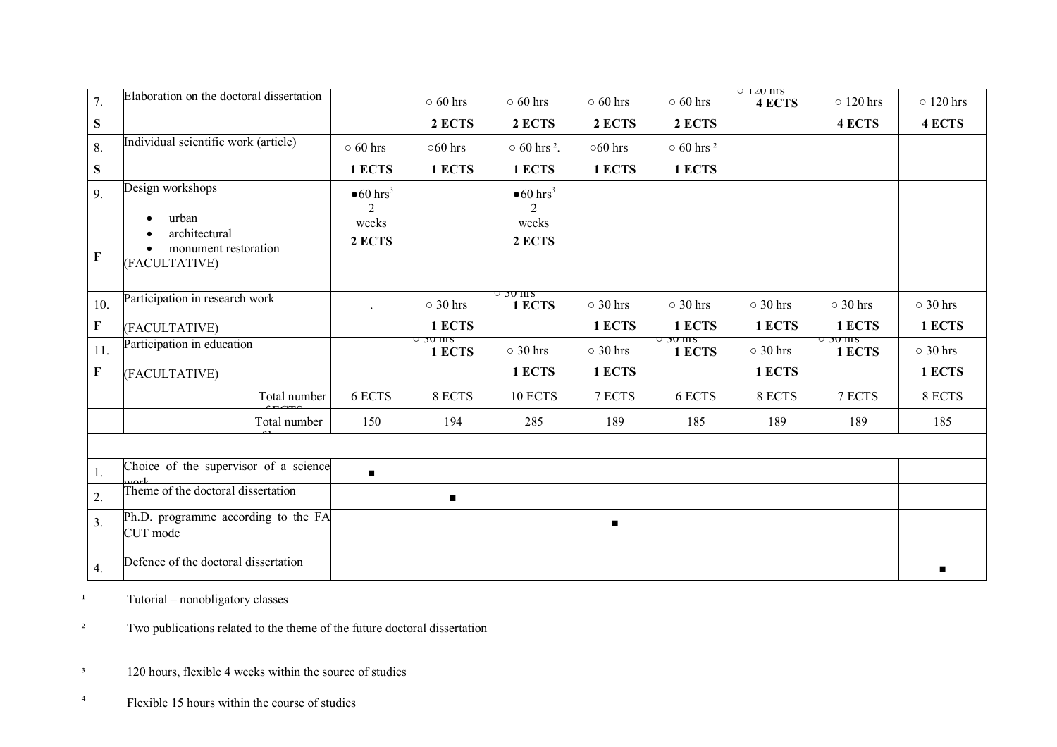| | | | | | | | | | |
|---|---|---|---|---|---|---|---|---|---|
| 7. S | Elaboration on the doctoral dissertation | | ○ 60 hrs 2 ECTS | ○ 60 hrs 2 ECTS | ○ 60 hrs 2 ECTS | ○ 60 hrs 2 ECTS | ○ 120 hrs 4 ECTS | ○ 120 hrs 4 ECTS | ○ 120 hrs 4 ECTS |
| 8. S | Individual scientific work (article) | ○ 60 hrs 1 ECTS | ○60 hrs 1 ECTS | ○ 60 hrs [2]. 1 ECTS | ○60 hrs 1 ECTS | ○ 60 hrs [2] 1 ECTS | | | |
| 9. F | Design workshops<br>• urban<br>• architectural<br>• monument restoration<br>(FACULTATIVE) | ●60 hrs[3] 2 weeks 2 ECTS | | ●60 hrs[3] 2 weeks 2 ECTS | | | | | |
| 10. F | Participation in research work<br>(FACULTATIVE) | . | ○ 30 hrs 1 ECTS | ○ 30 hrs 1 ECTS | ○ 30 hrs 1 ECTS | ○ 30 hrs 1 ECTS | ○ 30 hrs 1 ECTS | ○ 30 hrs 1 ECTS | ○ 30 hrs 1 ECTS |
| 11. F | Participation in education<br>(FACULTATIVE) | | ○ 30 hrs 1 ECTS | ○ 30 hrs 1 ECTS | ○ 30 hrs 1 ECTS | ○ 30 hrs 1 ECTS | ○ 30 hrs 1 ECTS | ○ 30 hrs 1 ECTS | ○ 30 hrs 1 ECTS |
| | Total number of ECTS | 6 ECTS | 8 ECTS | 10 ECTS | 7 ECTS | 6 ECTS | 8 ECTS | 7 ECTS | 8 ECTS |
| | Total number of hours | 150 | 194 | 285 | 189 | 185 | 189 | 189 | 185 |
| | | | | | | | | | |
| 1. | Choice of the supervisor of a science work | ■ | | | | | | | |
| 2. | Theme of the doctoral dissertation | | ■ | | | | | | |
| 3. | Ph.D. programme according to the FA CUT mode | | | | ■ | | | | |
| 4. | Defence of the doctoral dissertation | | | | | | | | ■ |

[1] Tutorial – nonobligatory classes

[2] Two publications related to the theme of the future doctoral dissertation

[3] 120 hours, flexible 4 weeks within the source of studies

[4] Flexible 15 hours within the course of studies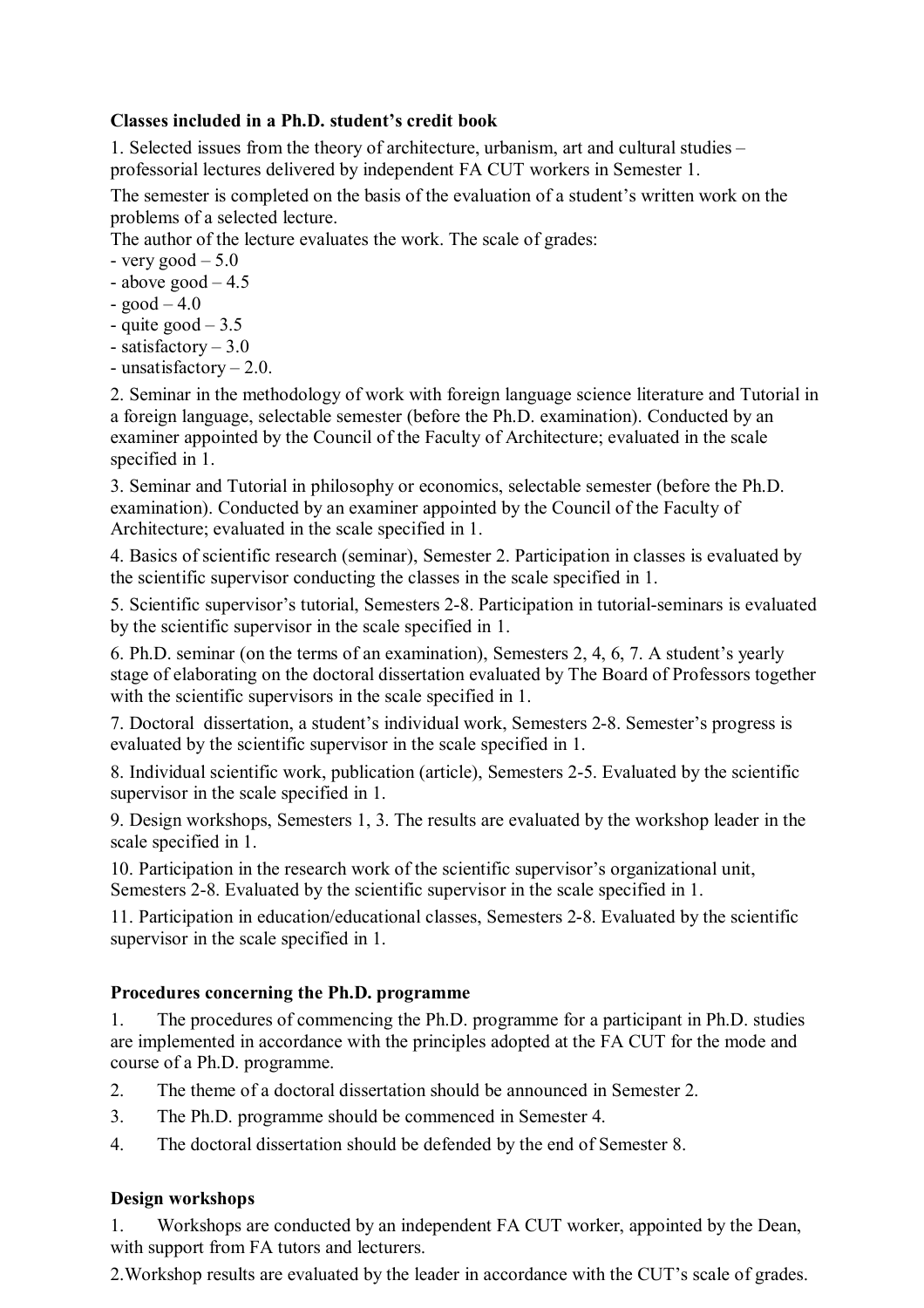**Classes included in a Ph.D. student's credit book**

1. Selected issues from the theory of architecture, urbanism, art and cultural studies – professorial lectures delivered by independent FA CUT workers in Semester 1.

The semester is completed on the basis of the evaluation of a student's written work on the problems of a selected lecture.

The author of the lecture evaluates the work. The scale of grades:

- very good – 5.0
- above good – 4.5
- good – 4.0
- quite good – 3.5
- satisfactory – 3.0
- unsatisfactory – 2.0.

2. Seminar in the methodology of work with foreign language science literature and Tutorial in a foreign language, selectable semester (before the Ph.D. examination). Conducted by an examiner appointed by the Council of the Faculty of Architecture; evaluated in the scale specified in 1.

3. Seminar and Tutorial in philosophy or economics, selectable semester (before the Ph.D. examination). Conducted by an examiner appointed by the Council of the Faculty of Architecture; evaluated in the scale specified in 1.

4. Basics of scientific research (seminar), Semester 2. Participation in classes is evaluated by the scientific supervisor conducting the classes in the scale specified in 1.

5. Scientific supervisor's tutorial, Semesters 2-8. Participation in tutorial-seminars is evaluated by the scientific supervisor in the scale specified in 1.

6. Ph.D. seminar (on the terms of an examination), Semesters 2, 4, 6, 7. A student's yearly stage of elaborating on the doctoral dissertation evaluated by The Board of Professors together with the scientific supervisors in the scale specified in 1.

7. Doctoral dissertation, a student's individual work, Semesters 2-8. Semester's progress is evaluated by the scientific supervisor in the scale specified in 1.

8. Individual scientific work, publication (article), Semesters 2-5. Evaluated by the scientific supervisor in the scale specified in 1.

9. Design workshops, Semesters 1, 3. The results are evaluated by the workshop leader in the scale specified in 1.

10. Participation in the research work of the scientific supervisor's organizational unit, Semesters 2-8. Evaluated by the scientific supervisor in the scale specified in 1.

11. Participation in education/educational classes, Semesters 2-8. Evaluated by the scientific supervisor in the scale specified in 1.

**Procedures concerning the Ph.D. programme**

1. The procedures of commencing the Ph.D. programme for a participant in Ph.D. studies are implemented in accordance with the principles adopted at the FA CUT for the mode and course of a Ph.D. programme.
2. The theme of a doctoral dissertation should be announced in Semester 2.
3. The Ph.D. programme should be commenced in Semester 4.
4. The doctoral dissertation should be defended by the end of Semester 8.

**Design workshops**

1. Workshops are conducted by an independent FA CUT worker, appointed by the Dean, with support from FA tutors and lecturers.

2. Workshop results are evaluated by the leader in accordance with the CUT's scale of grades.